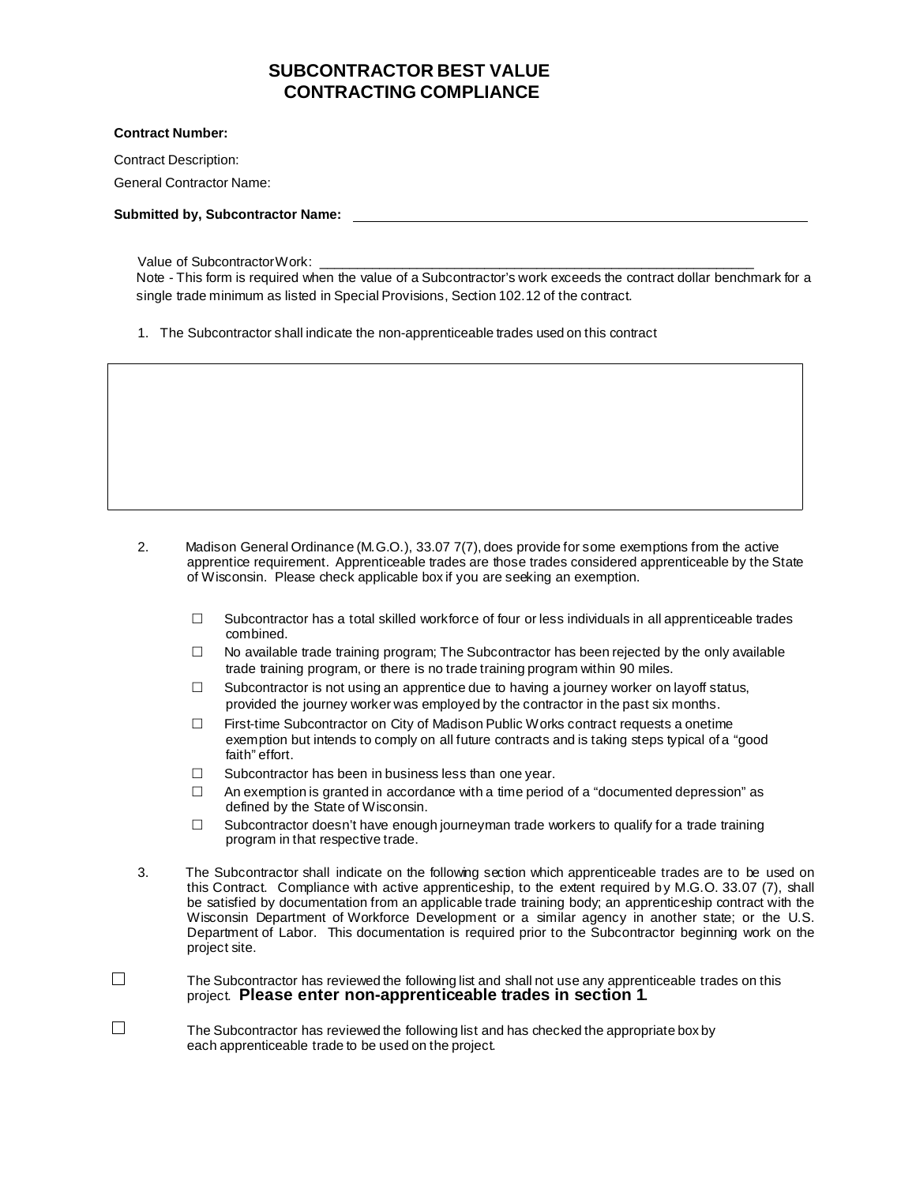# SUBCONTRACTOR BEST VALUE CONTRACTING COMPLIANCE

**Contract Number:**

Contract Description:

General Contractor Name:

**Submitted by, Subcontractor Name:** ______________________________

Value of Subcontractor Work: ______________________________

Note - This form is required when the value of a Subcontractor's work exceeds the contract dollar benchmark for a single trade minimum as listed in Special Provisions, Section 102.12 of the contract.

1. The Subcontractor shall indicate the non-apprenticeable trades used on this contract

2. Madison General Ordinance (M.G.O.), 33.07 7(7), does provide for some exemptions from the active apprentice requirement. Apprenticeable trades are those trades considered apprenticeable by the State of Wisconsin. Please check applicable box if you are seeking an exemption.

   - ☐ Subcontractor has a total skilled workforce of four or less individuals in all apprenticeable trades combined.
   - ☐ No available trade training program; The Subcontractor has been rejected by the only available trade training program, or there is no trade training program within 90 miles.
   - ☐ Subcontractor is not using an apprentice due to having a journey worker on layoff status, provided the journey worker was employed by the contractor in the past six months.
   - ☐ First-time Subcontractor on City of Madison Public Works contract requests a onetime exemption but intends to comply on all future contracts and is taking steps typical of a "good faith" effort.
   - ☐ Subcontractor has been in business less than one year.
   - ☐ An exemption is granted in accordance with a time period of a "documented depression" as defined by the State of Wisconsin.
   - ☐ Subcontractor doesn't have enough journeyman trade workers to qualify for a trade training program in that respective trade.

3. The Subcontractor shall indicate on the following section which apprenticeable trades are to be used on this Contract. Compliance with active apprenticeship, to the extent required by M.G.O. 33.07 (7), shall be satisfied by documentation from an applicable trade training body; an apprenticeship contract with the Wisconsin Department of Workforce Development or a similar agency in another state; or the U.S. Department of Labor. This documentation is required prior to the Subcontractor beginning work on the project site.

☐ The Subcontractor has reviewed the following list and shall not use any apprenticeable trades on this project. **Please enter non-apprenticeable trades in section 1**.

☐ The Subcontractor has reviewed the following list and has checked the appropriate box by each apprenticeable trade to be used on the project.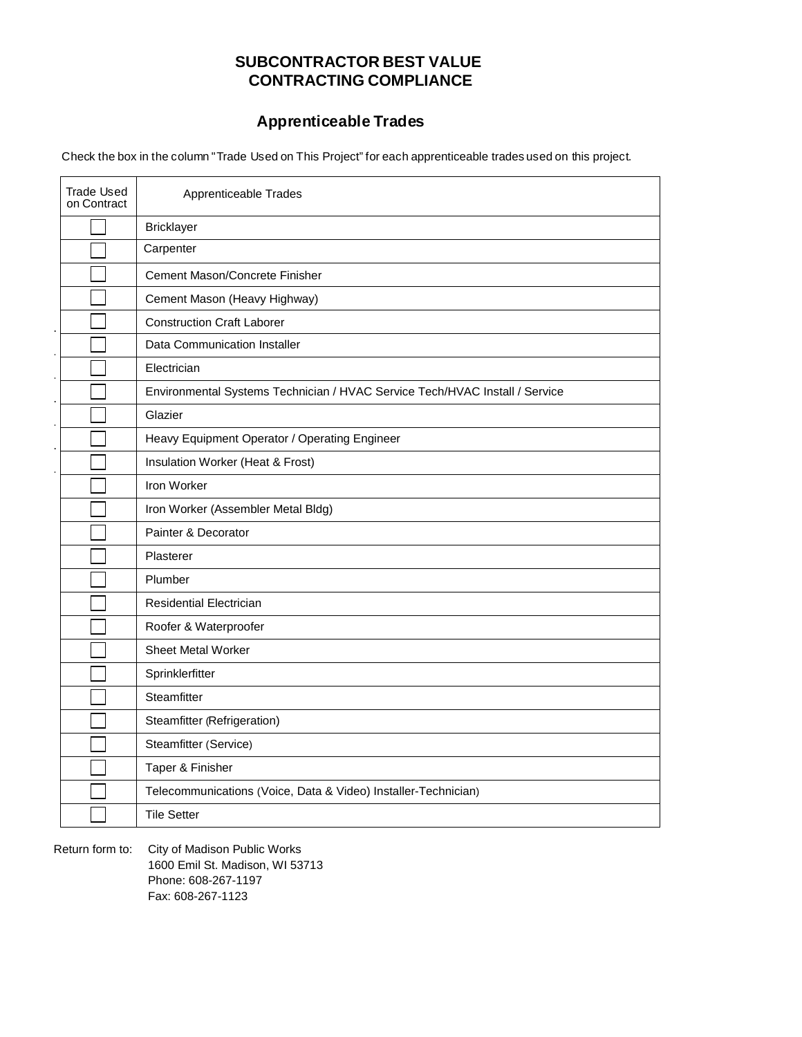## SUBCONTRACTOR BEST VALUE CONTRACTING COMPLIANCE

### Apprenticeable Trades

Check the box in the column "Trade Used on This Project" for each apprenticeable trades used on this project.

| Trade Used on Contract | Apprenticeable Trades |
|---|---|
| ☐ | Bricklayer |
| ☐ | Carpenter |
| ☐ | Cement Mason/Concrete Finisher |
| ☐ | Cement Mason (Heavy Highway) |
| ☐ | Construction Craft Laborer |
| ☐ | Data Communication Installer |
| ☐ | Electrician |
| ☐ | Environmental Systems Technician / HVAC Service Tech/HVAC Install / Service |
| ☐ | Glazier |
| ☐ | Heavy Equipment Operator / Operating Engineer |
| ☐ | Insulation Worker (Heat & Frost) |
| ☐ | Iron Worker |
| ☐ | Iron Worker (Assembler Metal Bldg) |
| ☐ | Painter & Decorator |
| ☐ | Plasterer |
| ☐ | Plumber |
| ☐ | Residential Electrician |
| ☐ | Roofer & Waterproofer |
| ☐ | Sheet Metal Worker |
| ☐ | Sprinklerfitter |
| ☐ | Steamfitter |
| ☐ | Steamfitter (Refrigeration) |
| ☐ | Steamfitter (Service) |
| ☐ | Taper & Finisher |
| ☐ | Telecommunications (Voice, Data & Video) Installer-Technician) |
| ☐ | Tile Setter |

Return form to: City of Madison Public Works
1600 Emil St. Madison, WI 53713
Phone: 608-267-1197
Fax: 608-267-1123